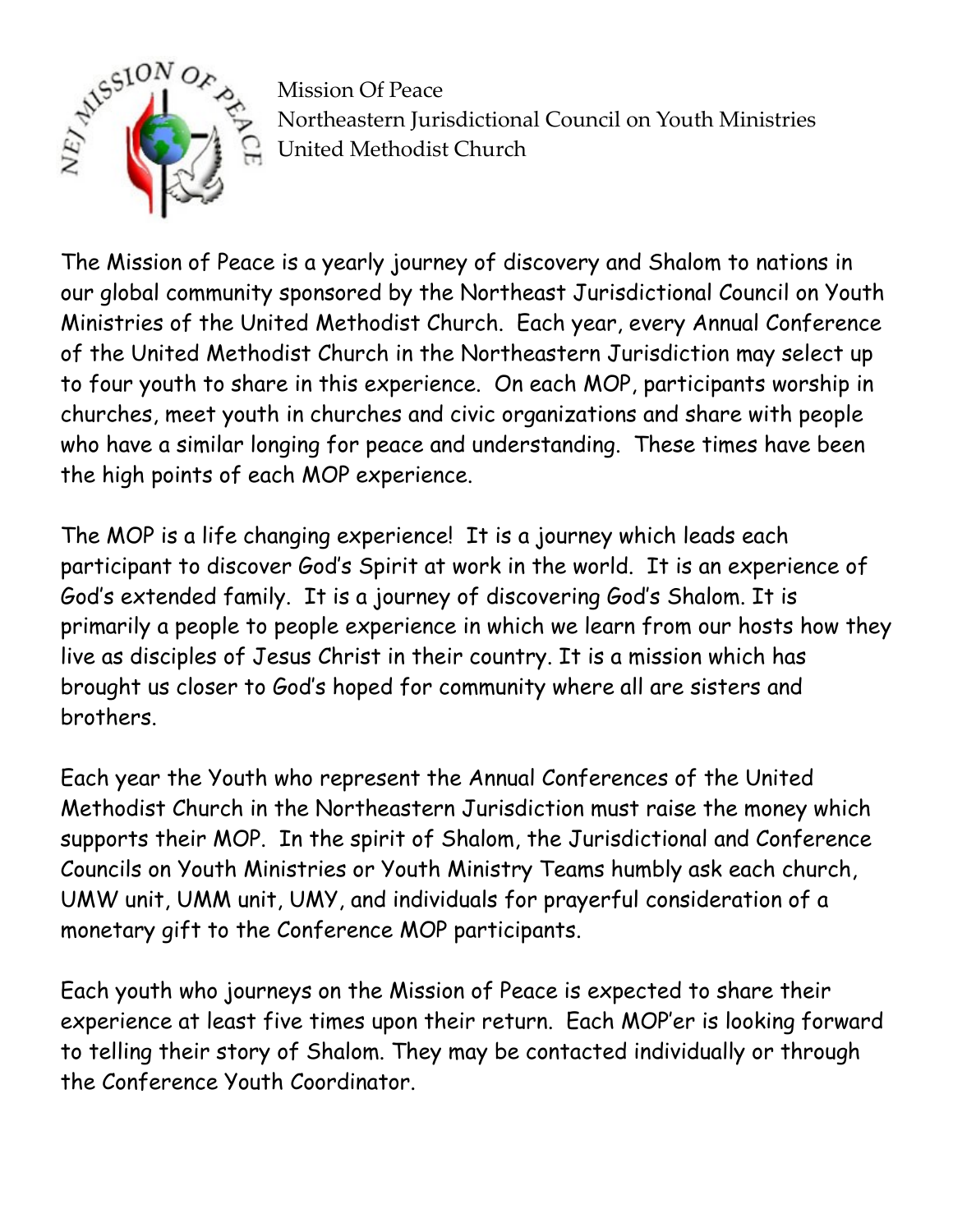Mission Of Peace
Northeastern Jurisdictional Council on Youth Ministries
United Methodist Church

The Mission of Peace is a yearly journey of discovery and Shalom to nations in our global community sponsored by the Northeast Jurisdictional Council on Youth Ministries of the United Methodist Church. Each year, every Annual Conference of the United Methodist Church in the Northeastern Jurisdiction may select up to four youth to share in this experience. On each MOP, participants worship in churches, meet youth in churches and civic organizations and share with people who have a similar longing for peace and understanding. These times have been the high points of each MOP experience.

The MOP is a life changing experience! It is a journey which leads each participant to discover God's Spirit at work in the world. It is an experience of God's extended family. It is a journey of discovering God's Shalom. It is primarily a people to people experience in which we learn from our hosts how they live as disciples of Jesus Christ in their country. It is a mission which has brought us closer to God's hoped for community where all are sisters and brothers.

Each year the Youth who represent the Annual Conferences of the United Methodist Church in the Northeastern Jurisdiction must raise the money which supports their MOP. In the spirit of Shalom, the Jurisdictional and Conference Councils on Youth Ministries or Youth Ministry Teams humbly ask each church, UMW unit, UMM unit, UMY, and individuals for prayerful consideration of a monetary gift to the Conference MOP participants.

Each youth who journeys on the Mission of Peace is expected to share their experience at least five times upon their return. Each MOP'er is looking forward to telling their story of Shalom. They may be contacted individually or through the Conference Youth Coordinator.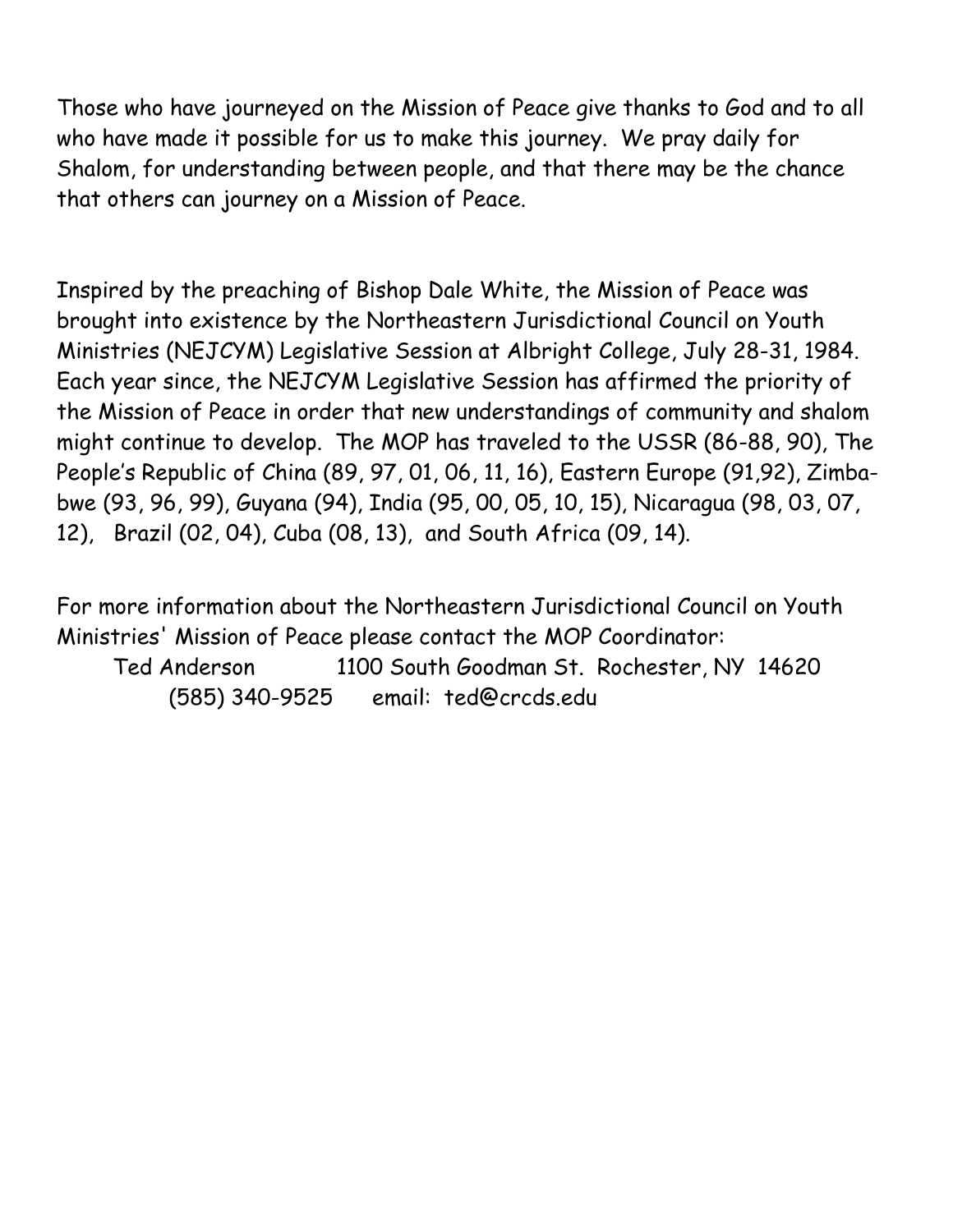Those who have journeyed on the Mission of Peace give thanks to God and to all who have made it possible for us to make this journey. We pray daily for Shalom, for understanding between people, and that there may be the chance that others can journey on a Mission of Peace.

Inspired by the preaching of Bishop Dale White, the Mission of Peace was brought into existence by the Northeastern Jurisdictional Council on Youth Ministries (NEJCYM) Legislative Session at Albright College, July 28-31, 1984. Each year since, the NEJCYM Legislative Session has affirmed the priority of the Mission of Peace in order that new understandings of community and shalom might continue to develop. The MOP has traveled to the USSR (86-88, 90), The People's Republic of China (89, 97, 01, 06, 11, 16), Eastern Europe (91,92), Zimbabwe (93, 96, 99), Guyana (94), India (95, 00, 05, 10, 15), Nicaragua (98, 03, 07, 12), Brazil (02, 04), Cuba (08, 13), and South Africa (09, 14).

For more information about the Northeastern Jurisdictional Council on Youth Ministries' Mission of Peace please contact the MOP Coordinator:

Ted Anderson 1100 South Goodman St. Rochester, NY 14620
(585) 340-9525 email: ted@crcds.edu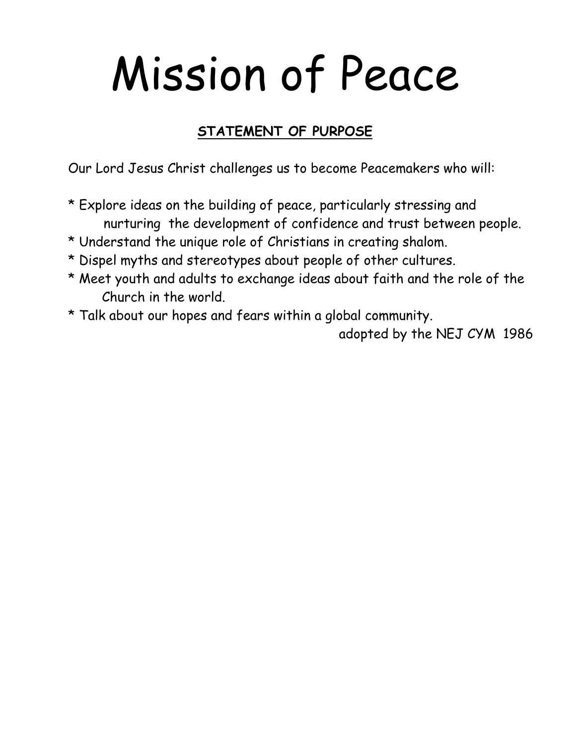# Mission of Peace

## STATEMENT OF PURPOSE

Our Lord Jesus Christ challenges us to become Peacemakers who will:

* Explore ideas on the building of peace, particularly stressing and nurturing the development of confidence and trust between people.
* Understand the unique role of Christians in creating shalom.
* Dispel myths and stereotypes about people of other cultures.
* Meet youth and adults to exchange ideas about faith and the role of the Church in the world.
* Talk about our hopes and fears within a global community.

adopted by the NEJ CYM 1986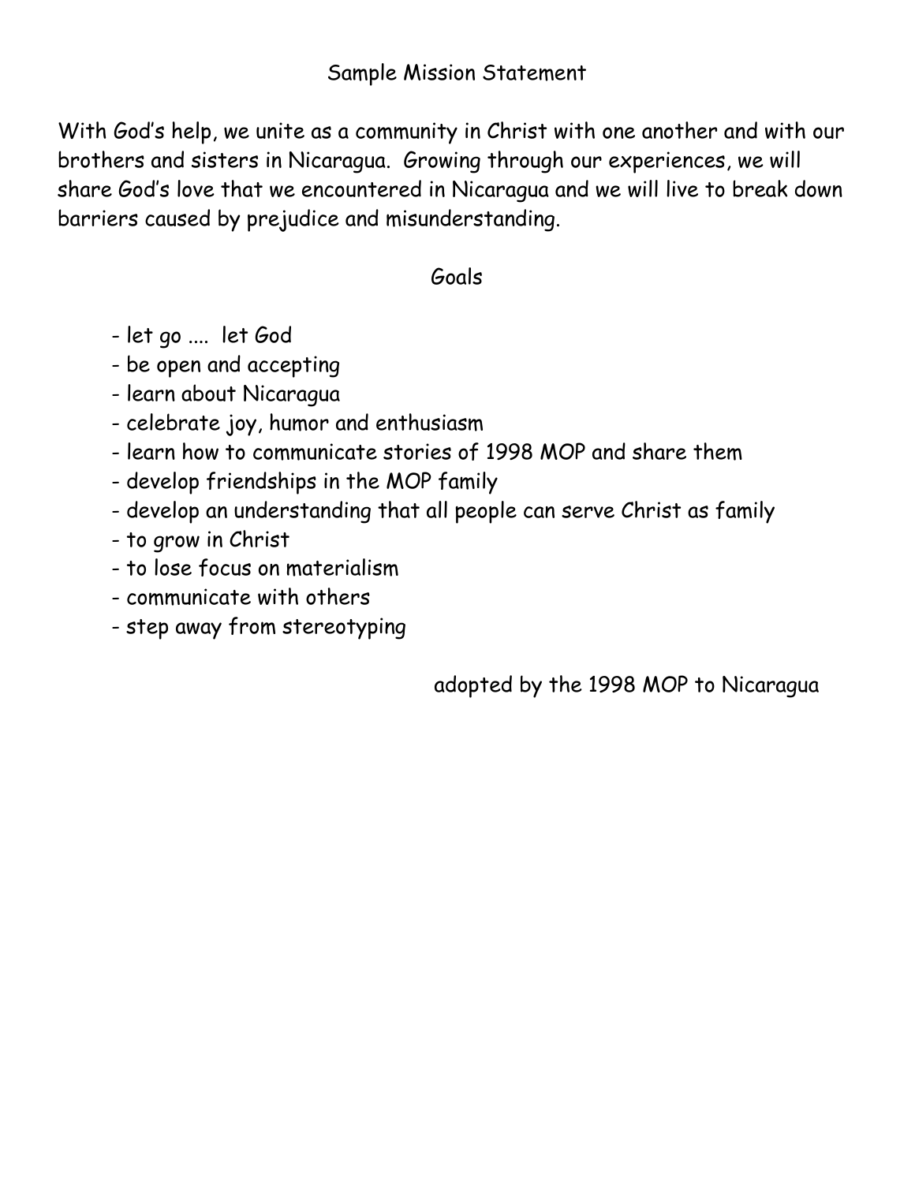## Sample Mission Statement

With God's help, we unite as a community in Christ with one another and with our brothers and sisters in Nicaragua. Growing through our experiences, we will share God's love that we encountered in Nicaragua and we will live to break down barriers caused by prejudice and misunderstanding.

### Goals

- let go .... let God
- be open and accepting
- learn about Nicaragua
- celebrate joy, humor and enthusiasm
- learn how to communicate stories of 1998 MOP and share them
- develop friendships in the MOP family
- develop an understanding that all people can serve Christ as family
- to grow in Christ
- to lose focus on materialism
- communicate with others
- step away from stereotyping

adopted by the 1998 MOP to Nicaragua